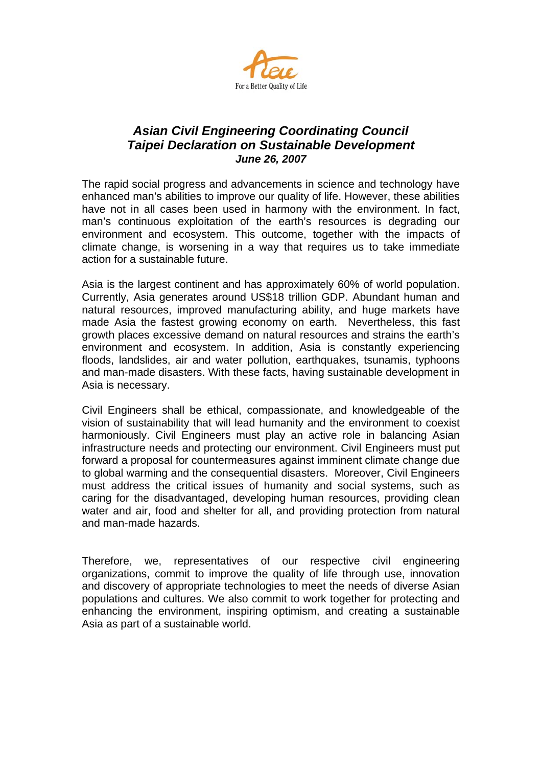For a Better Quality of Life

# *Asian Civil Engineering Coordinating Council*
# *Taipei Declaration on Sustainable Development*
***June 26, 2007***

The rapid social progress and advancements in science and technology have enhanced man's abilities to improve our quality of life. However, these abilities have not in all cases been used in harmony with the environment. In fact, man's continuous exploitation of the earth's resources is degrading our environment and ecosystem. This outcome, together with the impacts of climate change, is worsening in a way that requires us to take immediate action for a sustainable future.

Asia is the largest continent and has approximately 60% of world population. Currently, Asia generates around US$18 trillion GDP. Abundant human and natural resources, improved manufacturing ability, and huge markets have made Asia the fastest growing economy on earth. Nevertheless, this fast growth places excessive demand on natural resources and strains the earth's environment and ecosystem. In addition, Asia is constantly experiencing floods, landslides, air and water pollution, earthquakes, tsunamis, typhoons and man-made disasters. With these facts, having sustainable development in Asia is necessary.

Civil Engineers shall be ethical, compassionate, and knowledgeable of the vision of sustainability that will lead humanity and the environment to coexist harmoniously. Civil Engineers must play an active role in balancing Asian infrastructure needs and protecting our environment. Civil Engineers must put forward a proposal for countermeasures against imminent climate change due to global warming and the consequential disasters. Moreover, Civil Engineers must address the critical issues of humanity and social systems, such as caring for the disadvantaged, developing human resources, providing clean water and air, food and shelter for all, and providing protection from natural and man-made hazards.

Therefore, we, representatives of our respective civil engineering organizations, commit to improve the quality of life through use, innovation and discovery of appropriate technologies to meet the needs of diverse Asian populations and cultures. We also commit to work together for protecting and enhancing the environment, inspiring optimism, and creating a sustainable Asia as part of a sustainable world.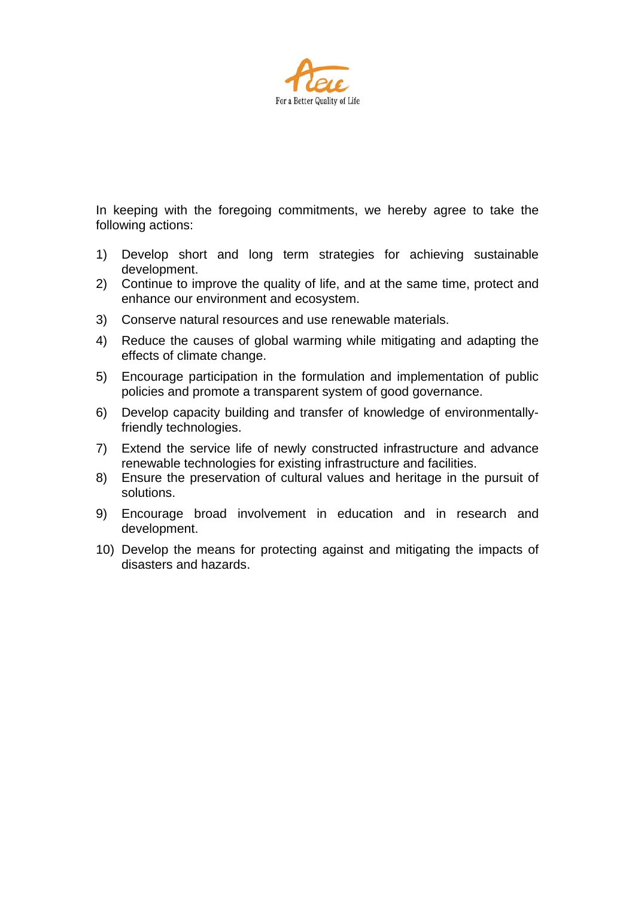In keeping with the foregoing commitments, we hereby agree to take the following actions:

1) Develop short and long term strategies for achieving sustainable development.
2) Continue to improve the quality of life, and at the same time, protect and enhance our environment and ecosystem.
3) Conserve natural resources and use renewable materials.
4) Reduce the causes of global warming while mitigating and adapting the effects of climate change.
5) Encourage participation in the formulation and implementation of public policies and promote a transparent system of good governance.
6) Develop capacity building and transfer of knowledge of environmentally-friendly technologies.
7) Extend the service life of newly constructed infrastructure and advance renewable technologies for existing infrastructure and facilities.
8) Ensure the preservation of cultural values and heritage in the pursuit of solutions.
9) Encourage broad involvement in education and in research and development.
10) Develop the means for protecting against and mitigating the impacts of disasters and hazards.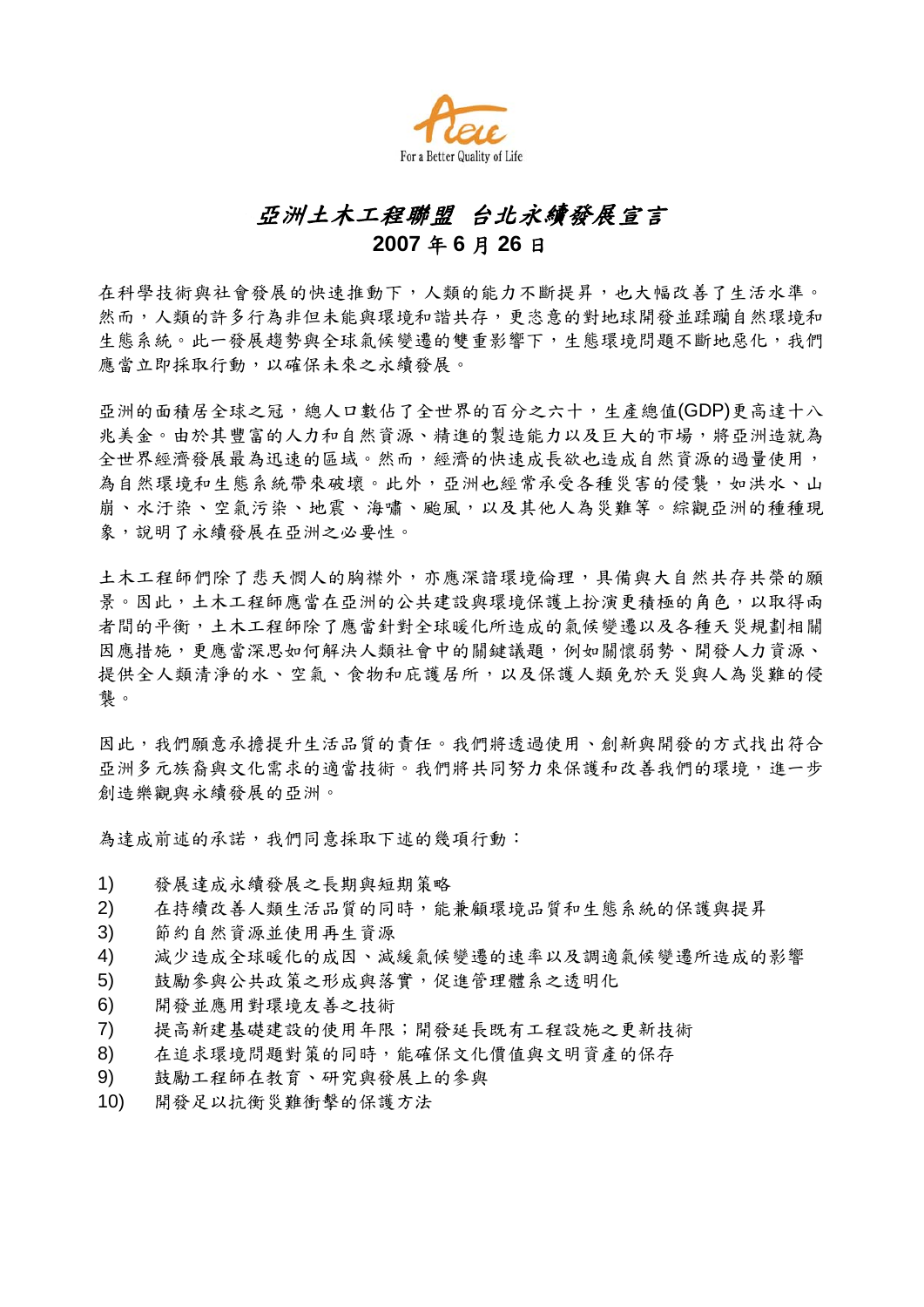For a Better Quality of Life

# 亞洲土木工程聯盟 台北永續發展宣言

**2007 年 6 月 26 日**

在科學技術與社會發展的快速推動下，人類的能力不斷提昇，也大幅改善了生活水準。然而，人類的許多行為非但未能與環境和諧共存，更恣意的對地球開發並蹂躪自然環境和生態系統。此一發展趨勢與全球氣候變遷的雙重影響下，生態環境問題不斷地惡化，我們應當立即採取行動，以確保未來之永續發展。

亞洲的面積居全球之冠，總人口數佔了全世界的百分之六十，生產總值(GDP)更高達十八兆美金。由於其豐富的人力和自然資源、精進的製造能力以及巨大的市場，將亞洲造就為全世界經濟發展最為迅速的區域。然而，經濟的快速成長欲也造成自然資源的過量使用，為自然環境和生態系統帶來破壞。此外，亞洲也經常承受各種災害的侵襲，如洪水、山崩、水汙染、空氣污染、地震、海嘯、颱風，以及其他人為災難等。綜觀亞洲的種種現象，說明了永續發展在亞洲之必要性。

土木工程師們除了悲天憫人的胸襟外，亦應深諳環境倫理，具備與大自然共存共榮的願景。因此，土木工程師應當在亞洲的公共建設與環境保護上扮演更積極的角色，以取得兩者間的平衡，土木工程師除了應當針對全球暖化所造成的氣候變遷以及各種天災規劃相關因應措施，更應當深思如何解決人類社會中的關鍵議題，例如關懷弱勢、開發人力資源、提供全人類清淨的水、空氣、食物和庇護居所，以及保護人類免於天災與人為災難的侵襲。

因此，我們願意承擔提升生活品質的責任。我們將透過使用、創新與開發的方式找出符合亞洲多元族裔與文化需求的適當技術。我們將共同努力來保護和改善我們的環境，進一步創造樂觀與永續發展的亞洲。

為達成前述的承諾，我們同意採取下述的幾項行動：

1) 發展達成永續發展之長期與短期策略
2) 在持續改善人類生活品質的同時，能兼顧環境品質和生態系統的保護與提昇
3) 節約自然資源並使用再生資源
4) 減少造成全球暖化的成因、減緩氣候變遷的速率以及調適氣候變遷所造成的影響
5) 鼓勵參與公共政策之形成與落實，促進管理體系之透明化
6) 開發並應用對環境友善之技術
7) 提高新建基礎建設的使用年限；開發延長既有工程設施之更新技術
8) 在追求環境問題對策的同時，能確保文化價值與文明資產的保存
9) 鼓勵工程師在教育、研究與發展上的參與
10) 開發足以抗衡災難衝擊的保護方法